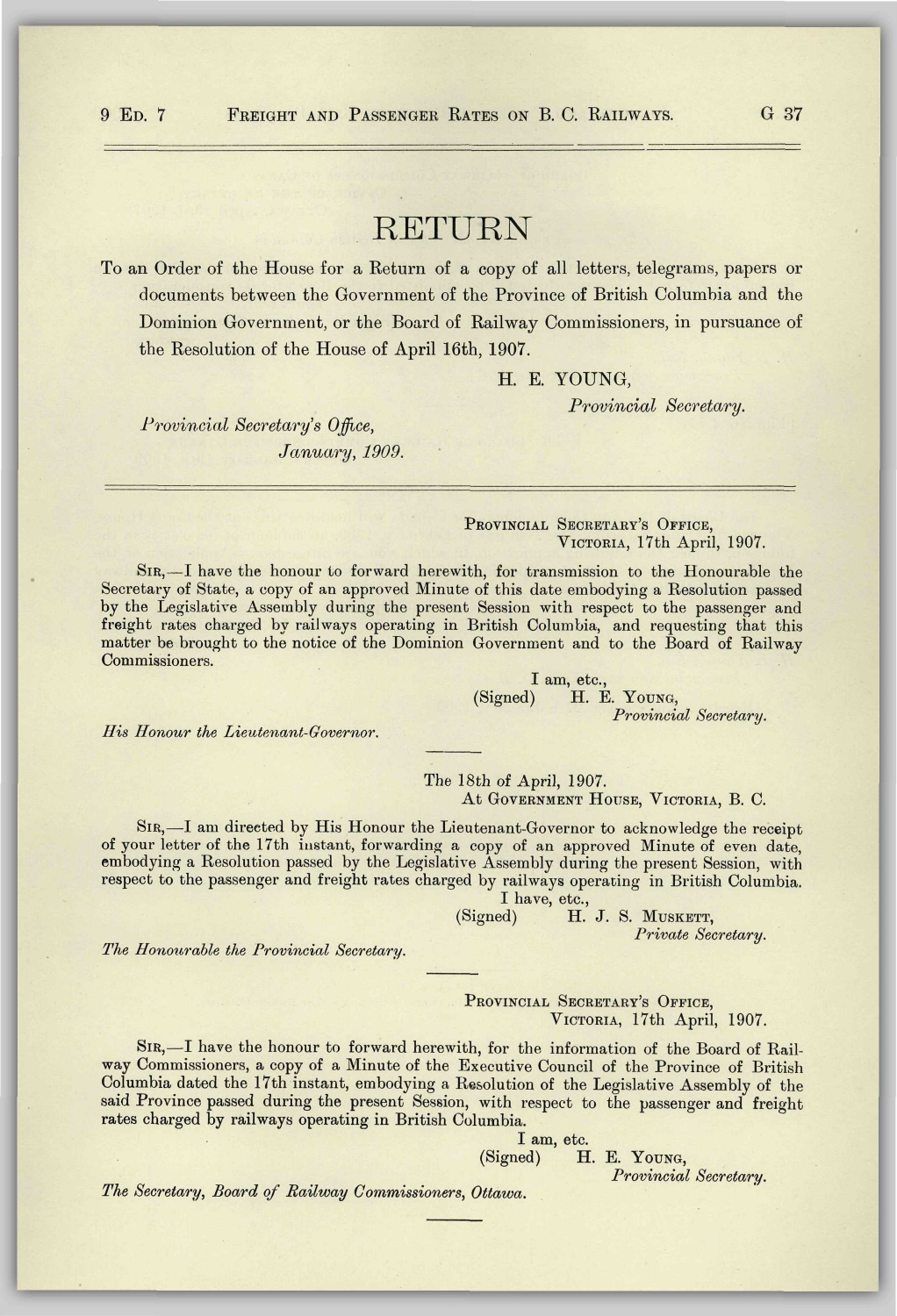# RETURN

To an Order of the House for a Return of a copy of all letters, telegrams, papers or documents between the Government of the Province of British Columbia and the Dominion Government, or the Board of Railway Commissioners, in pursuance of the Resolution of the House of April 16th, 1907.

H. E. YOUNG,
*Provincial Secretary.*

*Provincial Secretary's Office,*
*January, 1909.*

---

PROVINCIAL SECRETARY'S OFFICE,
VICTORIA, 17th April, 1907.

SIR,—I have the honour to forward herewith, for transmission to the Honourable the Secretary of State, a copy of an approved Minute of this date embodying a Resolution passed by the Legislative Assembly during the present Session with respect to the passenger and freight rates charged by railways operating in British Columbia, and requesting that this matter be brought to the notice of the Dominion Government and to the Board of Railway Commissioners.

I am, etc.,
(Signed) H. E. YOUNG,
*Provincial Secretary.*

*His Honour the Lieutenant-Governor.*

---

The 18th of April, 1907.
At GOVERNMENT HOUSE, VICTORIA, B. C.

SIR,—I am directed by His Honour the Lieutenant-Governor to acknowledge the receipt of your letter of the 17th instant, forwarding a copy of an approved Minute of even date, embodying a Resolution passed by the Legislative Assembly during the present Session, with respect to the passenger and freight rates charged by railways operating in British Columbia.

I have, etc.,
(Signed) H. J. S. MUSKETT,
*Private Secretary.*

*The Honourable the Provincial Secretary.*

---

PROVINCIAL SECRETARY'S OFFICE,
VICTORIA, 17th April, 1907.

SIR,—I have the honour to forward herewith, for the information of the Board of Railway Commissioners, a copy of a Minute of the Executive Council of the Province of British Columbia dated the 17th instant, embodying a Resolution of the Legislative Assembly of the said Province passed during the present Session, with respect to the passenger and freight rates charged by railways operating in British Columbia.

I am, etc.
(Signed) H. E. YOUNG,
*Provincial Secretary.*

*The Secretary, Board of Railway Commissioners, Ottawa.*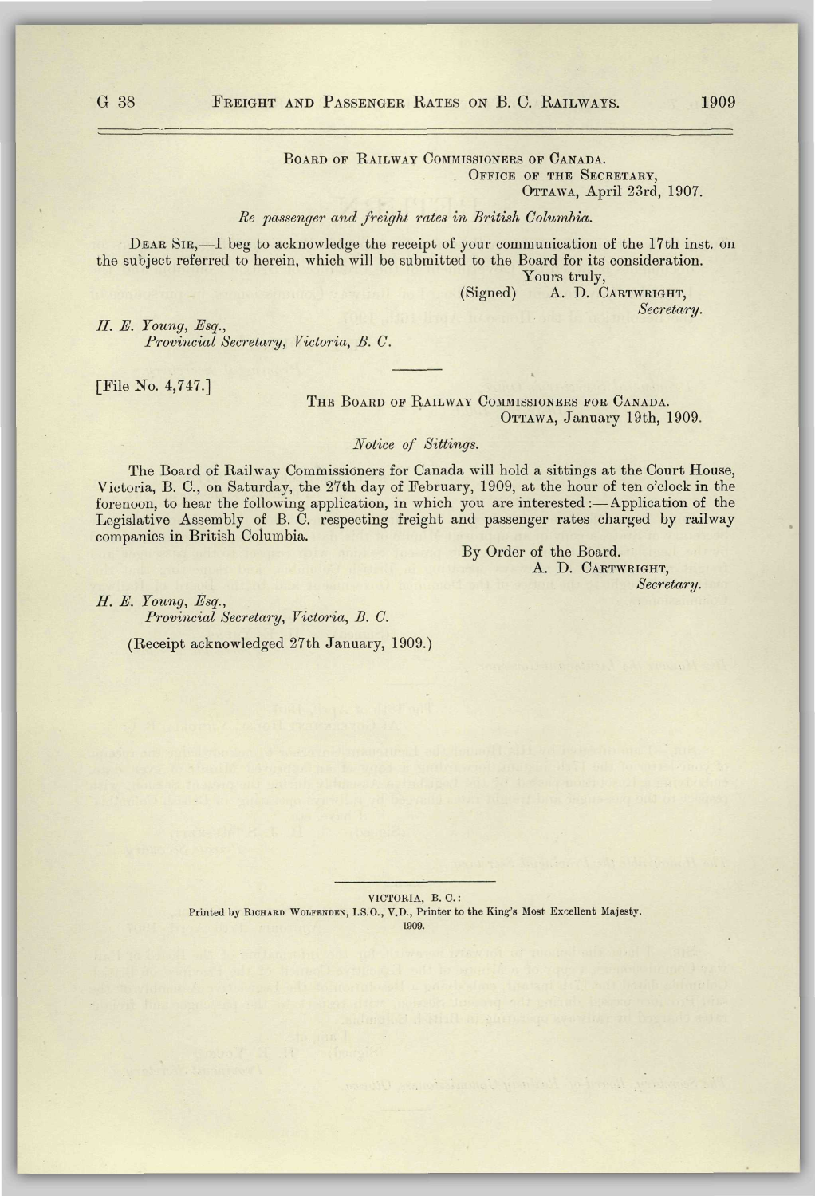BOARD OF RAILWAY COMMISSIONERS OF CANADA.
OFFICE OF THE SECRETARY,
OTTAWA, April 23rd, 1907.

*Re passenger and freight rates in British Columbia.*

DEAR SIR,—I beg to acknowledge the receipt of your communication of the 17th inst. on the subject referred to herein, which will be submitted to the Board for its consideration.

Yours truly,
(Signed) A. D. CARTWRIGHT,
*Secretary.*

*H. E. Young, Esq.,*
*Provincial Secretary, Victoria, B. C.*

[File No. 4,747.]

THE BOARD OF RAILWAY COMMISSIONERS FOR CANADA.
OTTAWA, January 19th, 1909.

*Notice of Sittings.*

The Board of Railway Commissioners for Canada will hold a sittings at the Court House, Victoria, B. C., on Saturday, the 27th day of February, 1909, at the hour of ten o'clock in the forenoon, to hear the following application, in which you are interested:—Application of the Legislative Assembly of B. C. respecting freight and passenger rates charged by railway companies in British Columbia.

By Order of the Board.
A. D. CARTWRIGHT,
*Secretary.*

*H. E. Young, Esq.,*
*Provincial Secretary, Victoria, B. C.*

(Receipt acknowledged 27th January, 1909.)

VICTORIA, B. C.:
Printed by RICHARD WOLFENDEN, I.S.O., V.D., Printer to the King's Most Excellent Majesty.
1909.